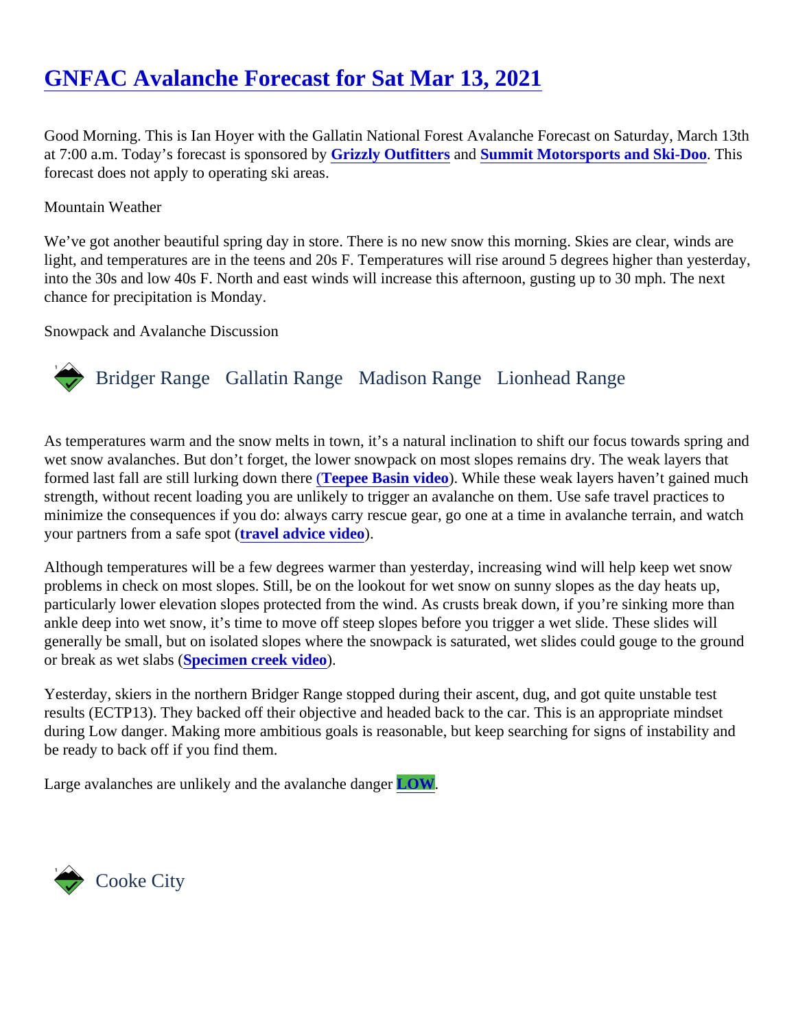# GNFAC Avalanche Forecast for Sat Mar 13, 2021

Good Morning. This is Ian Hoyer with the Gallatin National Forest Avalanche Forecast on Saturday, March 13th at 7:00 a.m. Today's forecast is sponsored by **Grizzly Outfitters** and **Summit Motorsports and Ski-Doo**. This forecast does not apply to operating ski areas.

Mountain Weather

We've got another beautiful spring day in store. There is no new snow this morning. Skies are clear, winds are light, and temperatures are in the teens and 20s F. Temperatures will rise around 5 degrees higher than yesterday, into the 30s and low 40s F. North and east winds will increase this afternoon, gusting up to 30 mph. The next chance for precipitation is Monday.

Snowpack and Avalanche Discussion

## Bridger Range   Gallatin Range   Madison Range   Lionhead Range

As temperatures warm and the snow melts in town, it's a natural inclination to shift our focus towards spring and wet snow avalanches. But don't forget, the lower snowpack on most slopes remains dry. The weak layers that formed last fall are still lurking down there (**Teepee Basin video**). While these weak layers haven't gained much strength, without recent loading you are unlikely to trigger an avalanche on them. Use safe travel practices to minimize the consequences if you do: always carry rescue gear, go one at a time in avalanche terrain, and watch your partners from a safe spot (**travel advice video**).

Although temperatures will be a few degrees warmer than yesterday, increasing wind will help keep wet snow problems in check on most slopes. Still, be on the lookout for wet snow on sunny slopes as the day heats up, particularly lower elevation slopes protected from the wind. As crusts break down, if you're sinking more than ankle deep into wet snow, it's time to move off steep slopes before you trigger a wet slide. These slides will generally be small, but on isolated slopes where the snowpack is saturated, wet slides could gouge to the ground or break as wet slabs (**Specimen creek video**).

Yesterday, skiers in the northern Bridger Range stopped during their ascent, dug, and got quite unstable test results (ECTP13). They backed off their objective and headed back to the car. This is an appropriate mindset during Low danger. Making more ambitious goals is reasonable, but keep searching for signs of instability and be ready to back off if you find them.

Large avalanches are unlikely and the avalanche danger **LOW**.

## Cooke City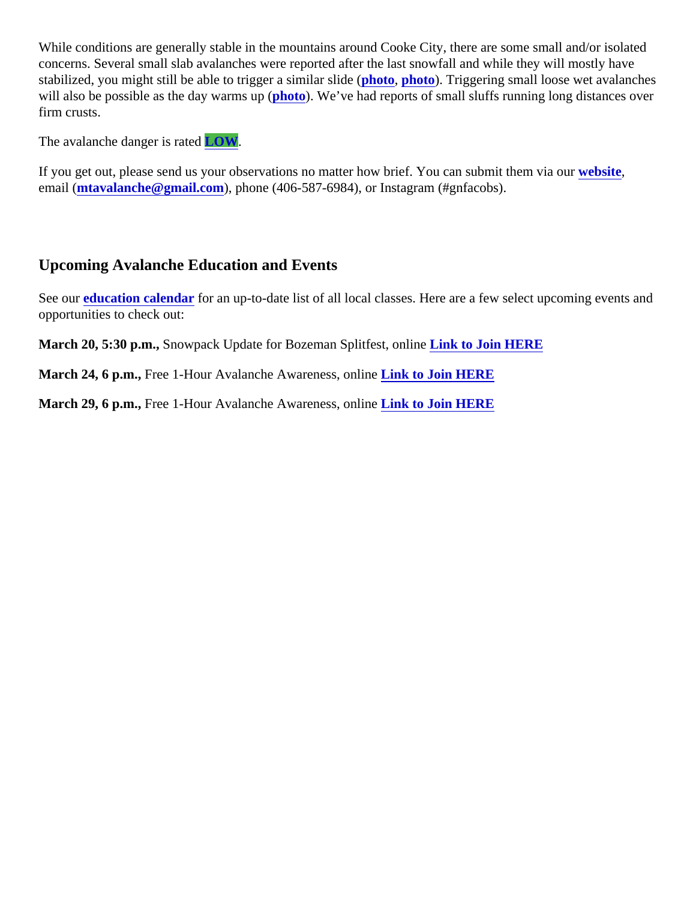While conditions are generally stable in the mountains around Cooke City, there are some small and/or isolated concerns. Several small slab avalanches were reported after the last snowfall and while they will mostly have stabilized, you might still be able to trigger a similar slide (**photo**, **photo**). Triggering small loose wet avalanches will also be possible as the day warms up (**photo**). We've had reports of small sluffs running long distances over firm crusts.

The avalanche danger is rated **LOW**.

If you get out, please send us your observations no matter how brief. You can submit them via our **website**, email (**mtavalanche@gmail.com**), phone (406-587-6984), or Instagram (#gnfacobs).

## Upcoming Avalanche Education and Events

See our **education calendar** for an up-to-date list of all local classes. Here are a few select upcoming events and opportunities to check out:

**March 20, 5:30 p.m.,** Snowpack Update for Bozeman Splitfest, online **Link to Join HERE**

**March 24, 6 p.m.,** Free 1-Hour Avalanche Awareness, online **Link to Join HERE**

**March 29, 6 p.m.,** Free 1-Hour Avalanche Awareness, online **Link to Join HERE**